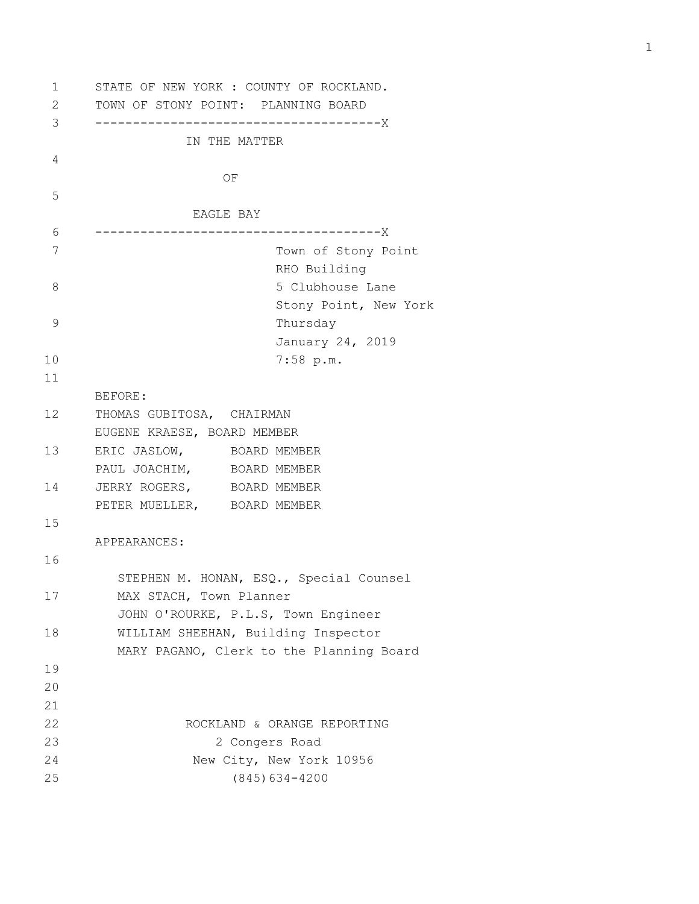STATE OF NEW YORK : COUNTY OF ROCKLAND.
TOWN OF STONY POINT: PLANNING BOARD

--------------------------------------X

IN THE MATTER

OF

EAGLE BAY

--------------------------------------X

Town of Stony Point
RHO Building
5 Clubhouse Lane
Stony Point, New York
Thursday
January 24, 2019
7:58 p.m.

BEFORE:

THOMAS GUBITOSA, CHAIRMAN
EUGENE KRAESE, BOARD MEMBER
ERIC JASLOW, BOARD MEMBER
PAUL JOACHIM, BOARD MEMBER
JERRY ROGERS, BOARD MEMBER
PETER MUELLER, BOARD MEMBER

APPEARANCES:

STEPHEN M. HONAN, ESQ., Special Counsel
MAX STACH, Town Planner
JOHN O'ROURKE, P.L.S, Town Engineer
WILLIAM SHEEHAN, Building Inspector
MARY PAGANO, Clerk to the Planning Board

ROCKLAND & ORANGE REPORTING
2 Congers Road
New City, New York 10956
(845)634-4200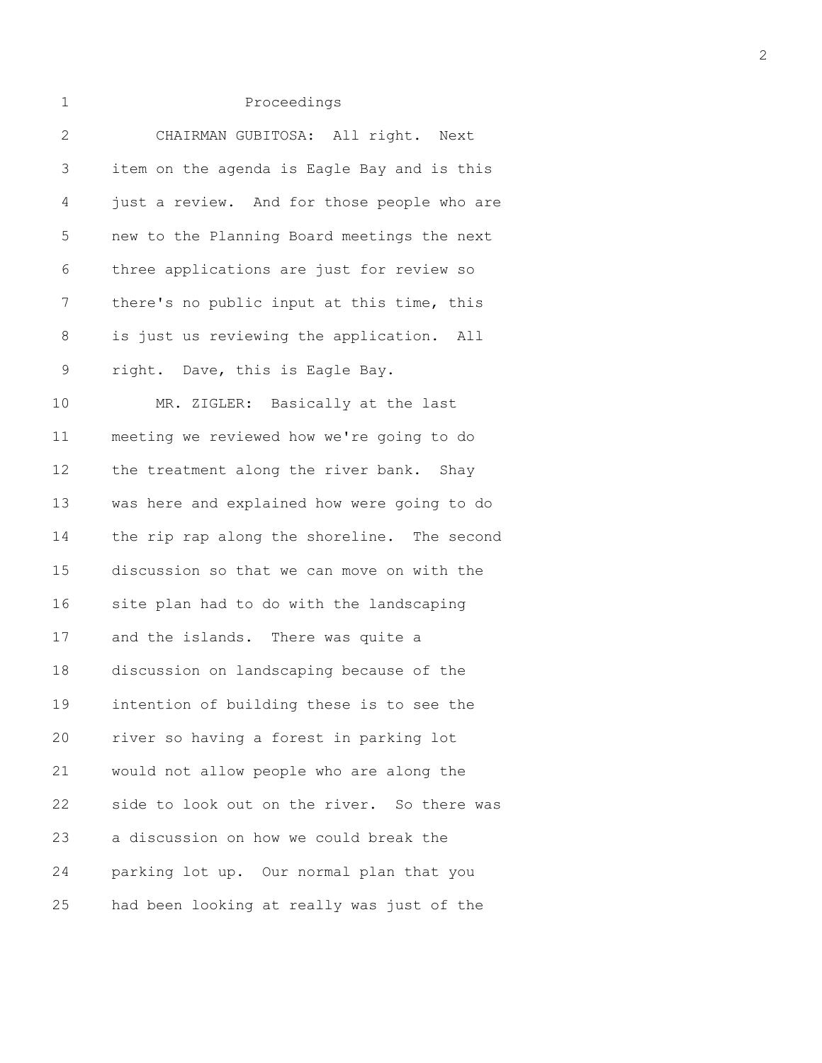Proceedings

CHAIRMAN GUBITOSA: All right. Next item on the agenda is Eagle Bay and is this just a review. And for those people who are new to the Planning Board meetings the next three applications are just for review so there's no public input at this time, this is just us reviewing the application. All right. Dave, this is Eagle Bay.

MR. ZIGLER: Basically at the last meeting we reviewed how we're going to do the treatment along the river bank. Shay was here and explained how were going to do the rip rap along the shoreline. The second discussion so that we can move on with the site plan had to do with the landscaping and the islands. There was quite a discussion on landscaping because of the intention of building these is to see the river so having a forest in parking lot would not allow people who are along the side to look out on the river. So there was a discussion on how we could break the parking lot up. Our normal plan that you had been looking at really was just of the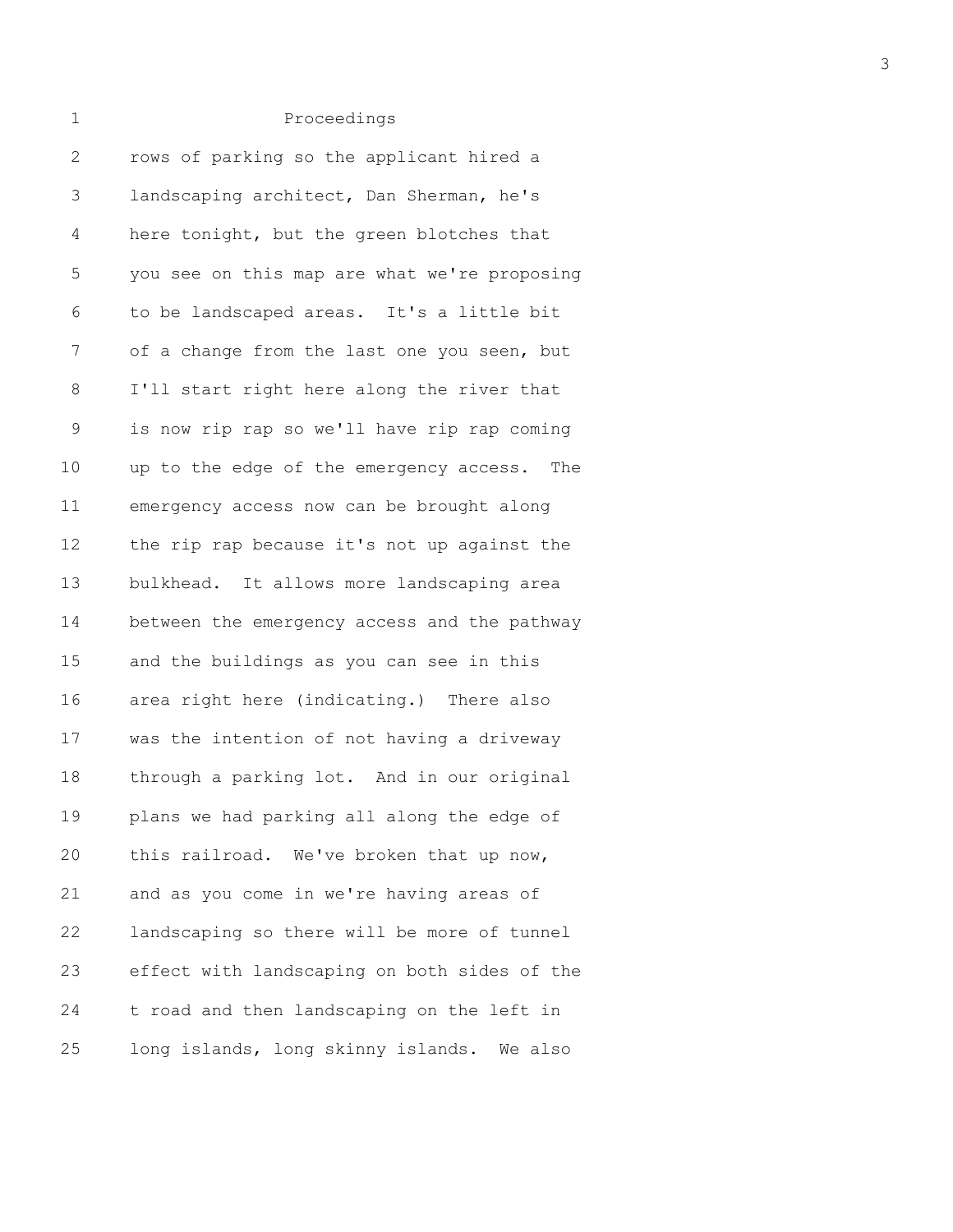Proceedings

rows of parking so the applicant hired a landscaping architect, Dan Sherman, he's here tonight, but the green blotches that you see on this map are what we're proposing to be landscaped areas. It's a little bit of a change from the last one you seen, but I'll start right here along the river that is now rip rap so we'll have rip rap coming up to the edge of the emergency access. The emergency access now can be brought along the rip rap because it's not up against the bulkhead. It allows more landscaping area between the emergency access and the pathway and the buildings as you can see in this area right here (indicating.) There also was the intention of not having a driveway through a parking lot. And in our original plans we had parking all along the edge of this railroad. We've broken that up now, and as you come in we're having areas of landscaping so there will be more of tunnel effect with landscaping on both sides of the t road and then landscaping on the left in long islands, long skinny islands. We also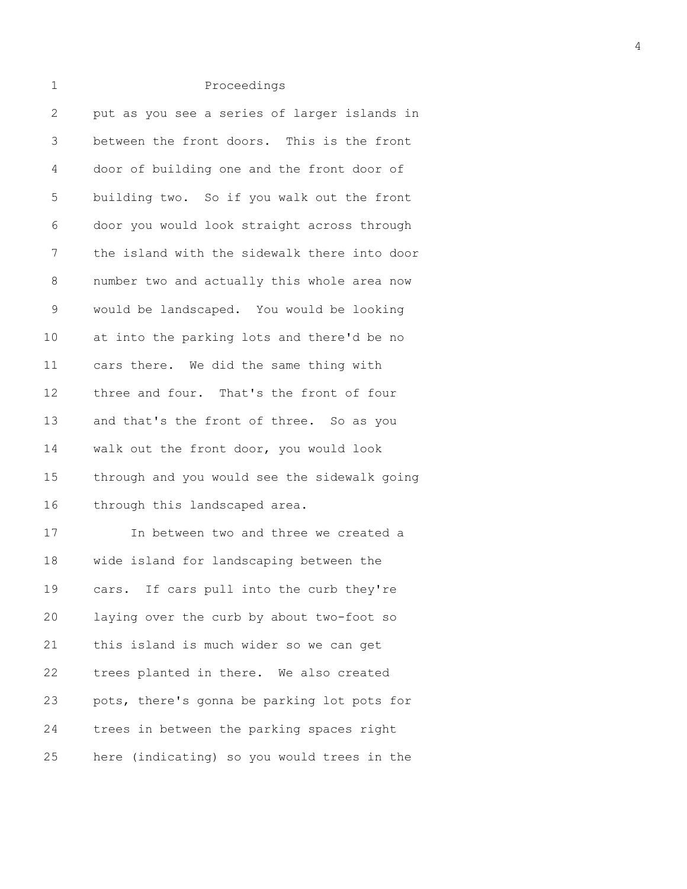Proceedings

put as you see a series of larger islands in between the front doors. This is the front door of building one and the front door of building two. So if you walk out the front door you would look straight across through the island with the sidewalk there into door number two and actually this whole area now would be landscaped. You would be looking at into the parking lots and there'd be no cars there. We did the same thing with three and four. That's the front of four and that's the front of three. So as you walk out the front door, you would look through and you would see the sidewalk going through this landscaped area.

In between two and three we created a wide island for landscaping between the cars. If cars pull into the curb they're laying over the curb by about two-foot so this island is much wider so we can get trees planted in there. We also created pots, there's gonna be parking lot pots for trees in between the parking spaces right here (indicating) so you would trees in the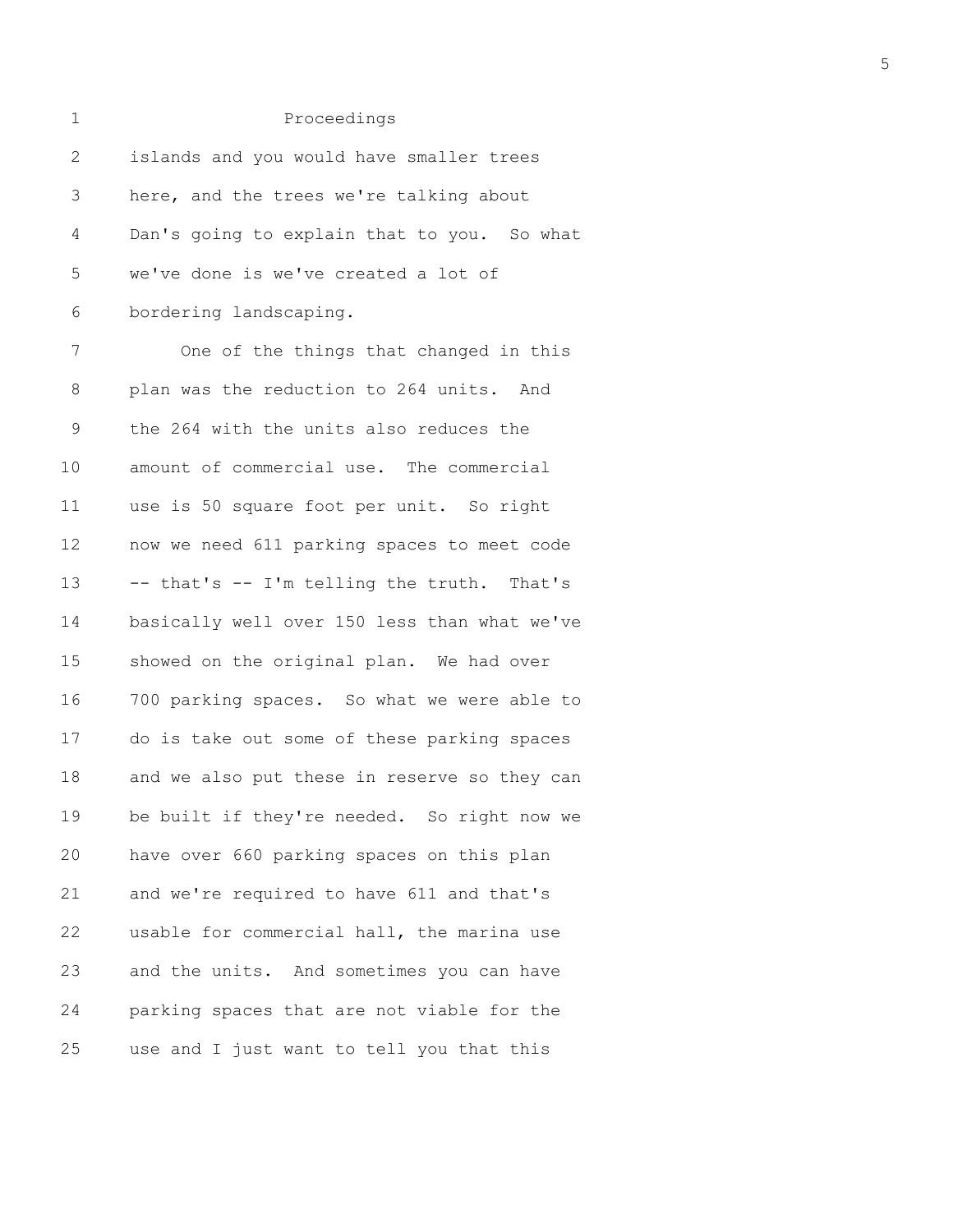Proceedings

islands and you would have smaller trees here, and the trees we're talking about Dan's going to explain that to you. So what we've done is we've created a lot of bordering landscaping.

One of the things that changed in this plan was the reduction to 264 units. And the 264 with the units also reduces the amount of commercial use. The commercial use is 50 square foot per unit. So right now we need 611 parking spaces to meet code -- that's -- I'm telling the truth. That's basically well over 150 less than what we've showed on the original plan. We had over 700 parking spaces. So what we were able to do is take out some of these parking spaces and we also put these in reserve so they can be built if they're needed. So right now we have over 660 parking spaces on this plan and we're required to have 611 and that's usable for commercial hall, the marina use and the units. And sometimes you can have parking spaces that are not viable for the use and I just want to tell you that this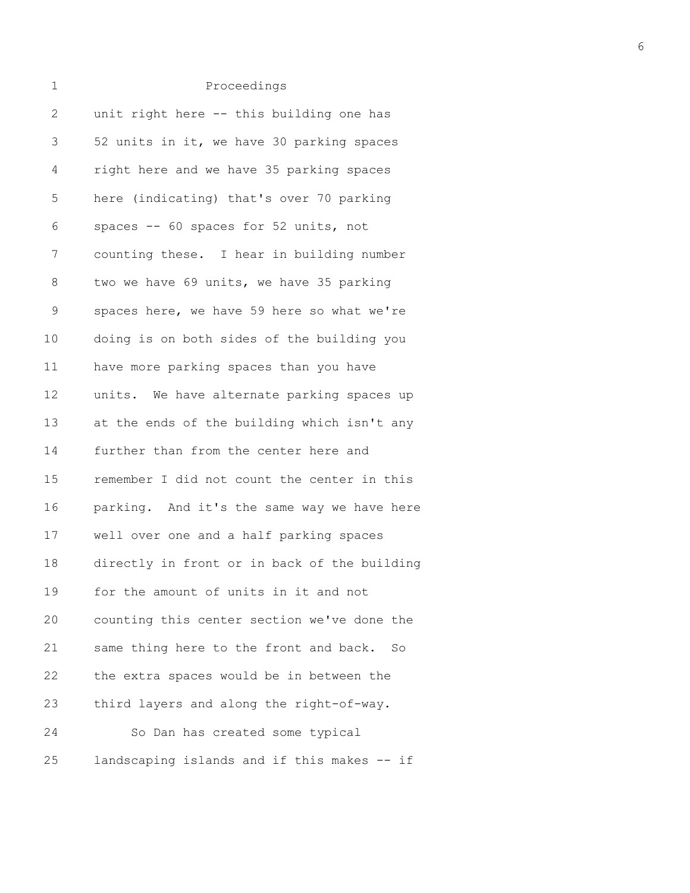Proceedings

unit right here -- this building one has 52 units in it, we have 30 parking spaces right here and we have 35 parking spaces here (indicating) that's over 70 parking spaces -- 60 spaces for 52 units, not counting these. I hear in building number two we have 69 units, we have 35 parking spaces here, we have 59 here so what we're doing is on both sides of the building you have more parking spaces than you have units. We have alternate parking spaces up at the ends of the building which isn't any further than from the center here and remember I did not count the center in this parking. And it's the same way we have here well over one and a half parking spaces directly in front or in back of the building for the amount of units in it and not counting this center section we've done the same thing here to the front and back. So the extra spaces would be in between the third layers and along the right-of-way.

So Dan has created some typical landscaping islands and if this makes -- if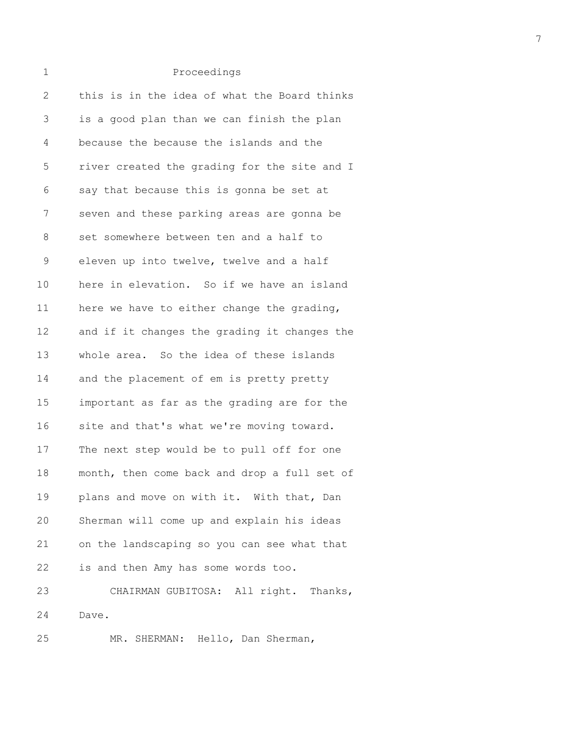Proceedings

this is in the idea of what the Board thinks is a good plan than we can finish the plan because the because the islands and the river created the grading for the site and I say that because this is gonna be set at seven and these parking areas are gonna be set somewhere between ten and a half to eleven up into twelve, twelve and a half here in elevation. So if we have an island here we have to either change the grading, and if it changes the grading it changes the whole area. So the idea of these islands and the placement of em is pretty pretty important as far as the grading are for the site and that's what we're moving toward. The next step would be to pull off for one month, then come back and drop a full set of plans and move on with it. With that, Dan Sherman will come up and explain his ideas on the landscaping so you can see what that is and then Amy has some words too.

CHAIRMAN GUBITOSA: All right. Thanks, Dave.

MR. SHERMAN: Hello, Dan Sherman,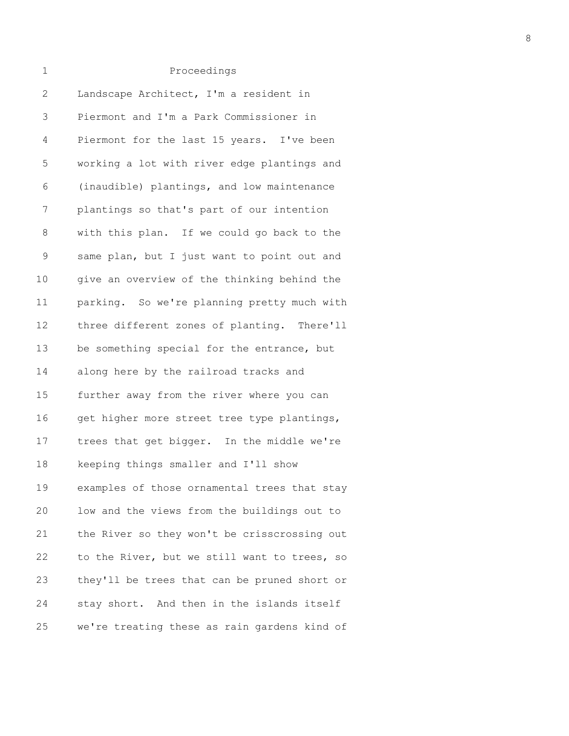Proceedings

Landscape Architect, I'm a resident in Piermont and I'm a Park Commissioner in Piermont for the last 15 years. I've been working a lot with river edge plantings and (inaudible) plantings, and low maintenance plantings so that's part of our intention with this plan. If we could go back to the same plan, but I just want to point out and give an overview of the thinking behind the parking. So we're planning pretty much with three different zones of planting. There'll be something special for the entrance, but along here by the railroad tracks and further away from the river where you can get higher more street tree type plantings, trees that get bigger. In the middle we're keeping things smaller and I'll show examples of those ornamental trees that stay low and the views from the buildings out to the River so they won't be crisscrossing out to the River, but we still want to trees, so they'll be trees that can be pruned short or stay short. And then in the islands itself we're treating these as rain gardens kind of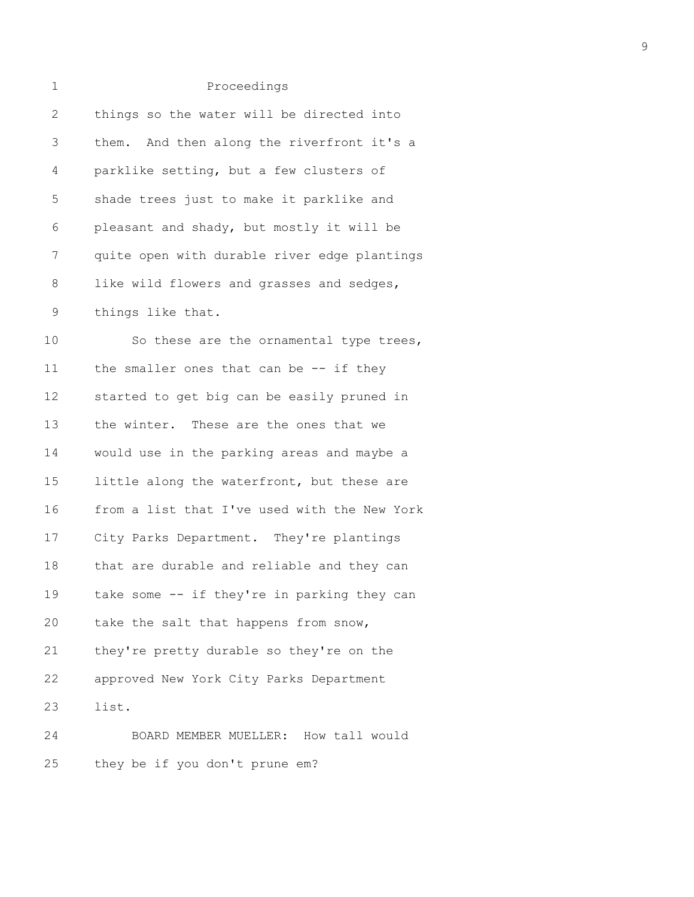Proceedings

things so the water will be directed into them. And then along the riverfront it's a parklike setting, but a few clusters of shade trees just to make it parklike and pleasant and shady, but mostly it will be quite open with durable river edge plantings like wild flowers and grasses and sedges, things like that.

So these are the ornamental type trees, the smaller ones that can be -- if they started to get big can be easily pruned in the winter. These are the ones that we would use in the parking areas and maybe a little along the waterfront, but these are from a list that I've used with the New York City Parks Department. They're plantings that are durable and reliable and they can take some -- if they're in parking they can take the salt that happens from snow, they're pretty durable so they're on the approved New York City Parks Department list.

BOARD MEMBER MUELLER: How tall would they be if you don't prune em?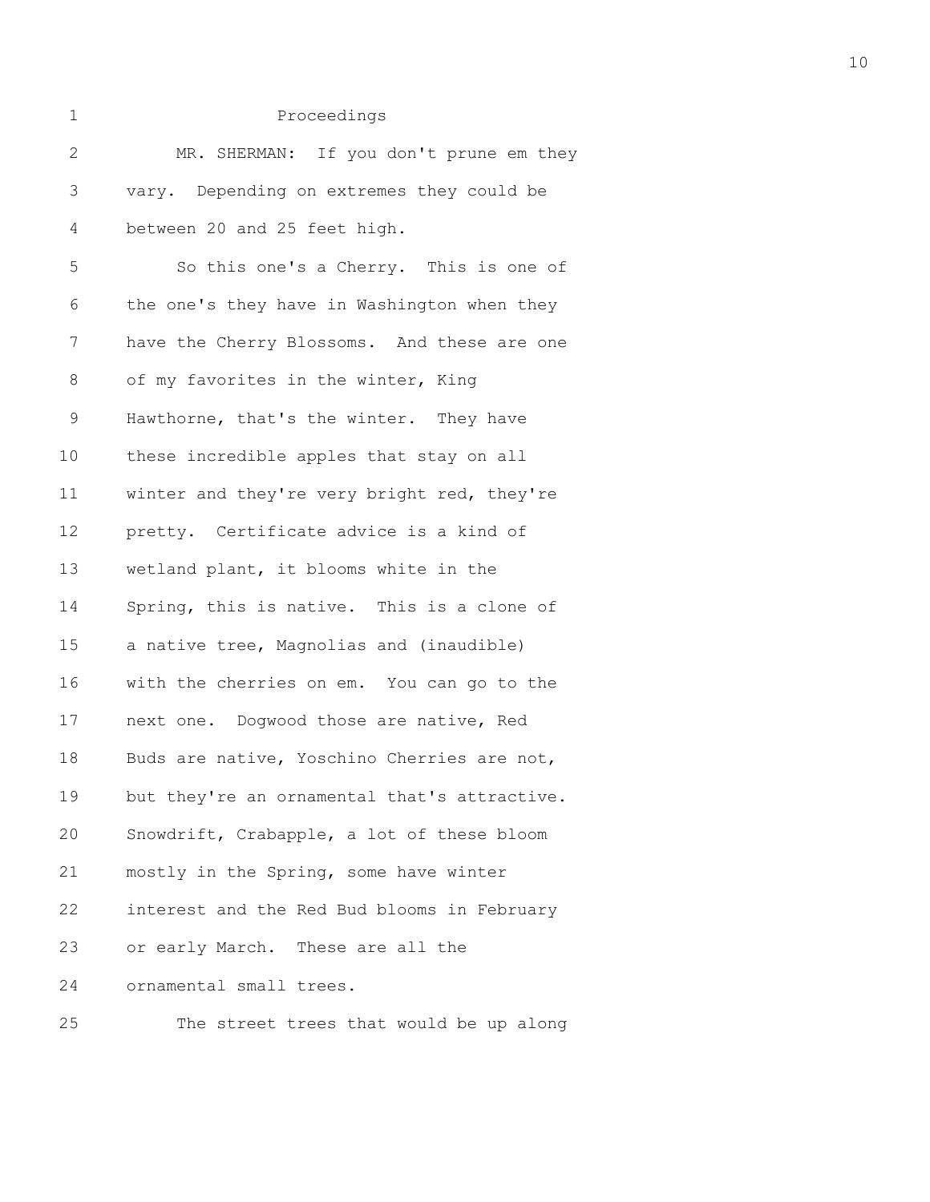Proceedings

MR. SHERMAN: If you don't prune em they vary. Depending on extremes they could be between 20 and 25 feet high.

So this one's a Cherry. This is one of the one's they have in Washington when they have the Cherry Blossoms. And these are one of my favorites in the winter, King Hawthorne, that's the winter. They have these incredible apples that stay on all winter and they're very bright red, they're pretty. Certificate advice is a kind of wetland plant, it blooms white in the Spring, this is native. This is a clone of a native tree, Magnolias and (inaudible) with the cherries on em. You can go to the next one. Dogwood those are native, Red Buds are native, Yoschino Cherries are not, but they're an ornamental that's attractive. Snowdrift, Crabapple, a lot of these bloom mostly in the Spring, some have winter interest and the Red Bud blooms in February or early March. These are all the ornamental small trees.

The street trees that would be up along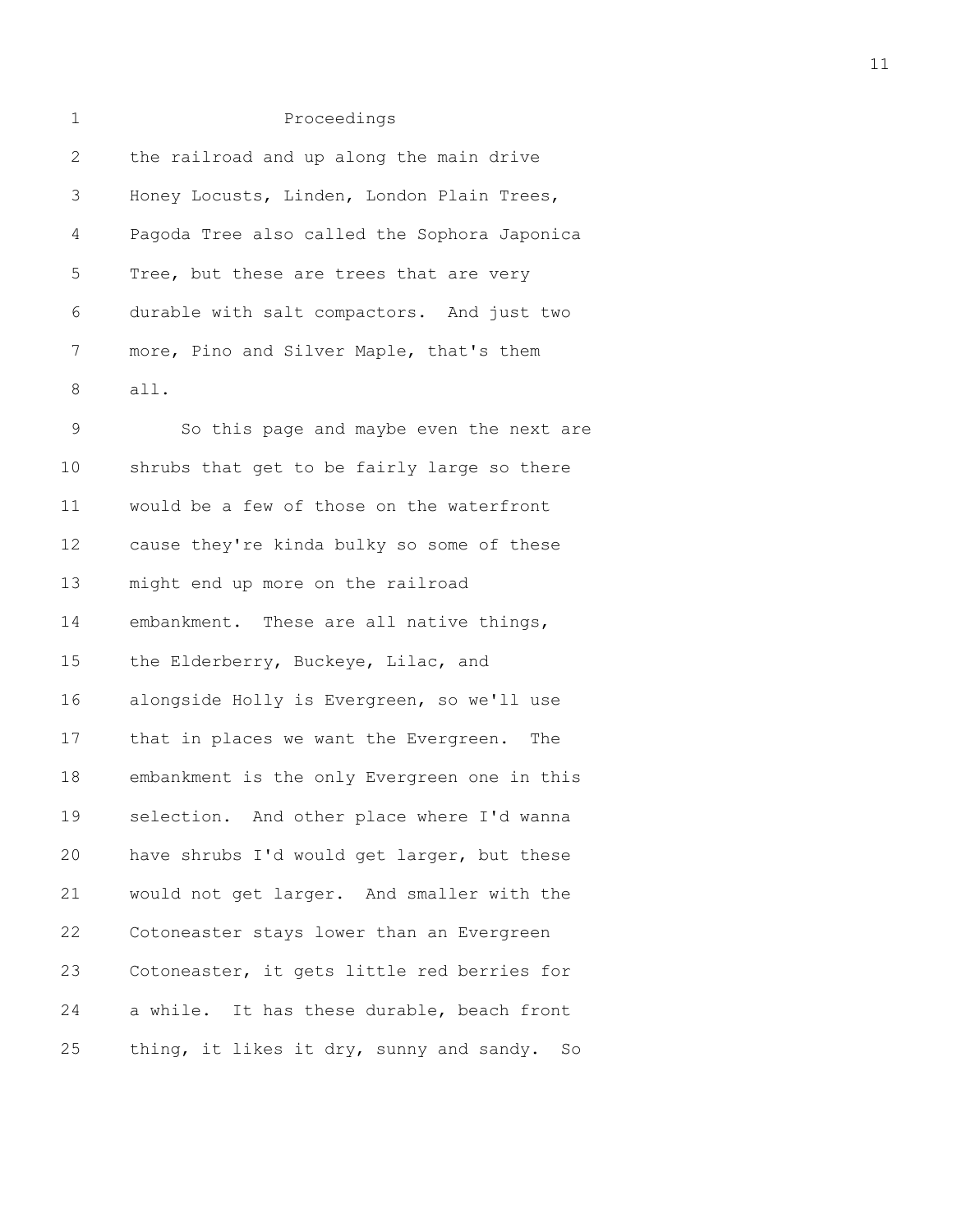Proceedings

the railroad and up along the main drive Honey Locusts, Linden, London Plain Trees, Pagoda Tree also called the Sophora Japonica Tree, but these are trees that are very durable with salt compactors. And just two more, Pino and Silver Maple, that's them all.

So this page and maybe even the next are shrubs that get to be fairly large so there would be a few of those on the waterfront cause they're kinda bulky so some of these might end up more on the railroad embankment. These are all native things, the Elderberry, Buckeye, Lilac, and alongside Holly is Evergreen, so we'll use that in places we want the Evergreen. The embankment is the only Evergreen one in this selection. And other place where I'd wanna have shrubs I'd would get larger, but these would not get larger. And smaller with the Cotoneaster stays lower than an Evergreen Cotoneaster, it gets little red berries for a while. It has these durable, beach front thing, it likes it dry, sunny and sandy. So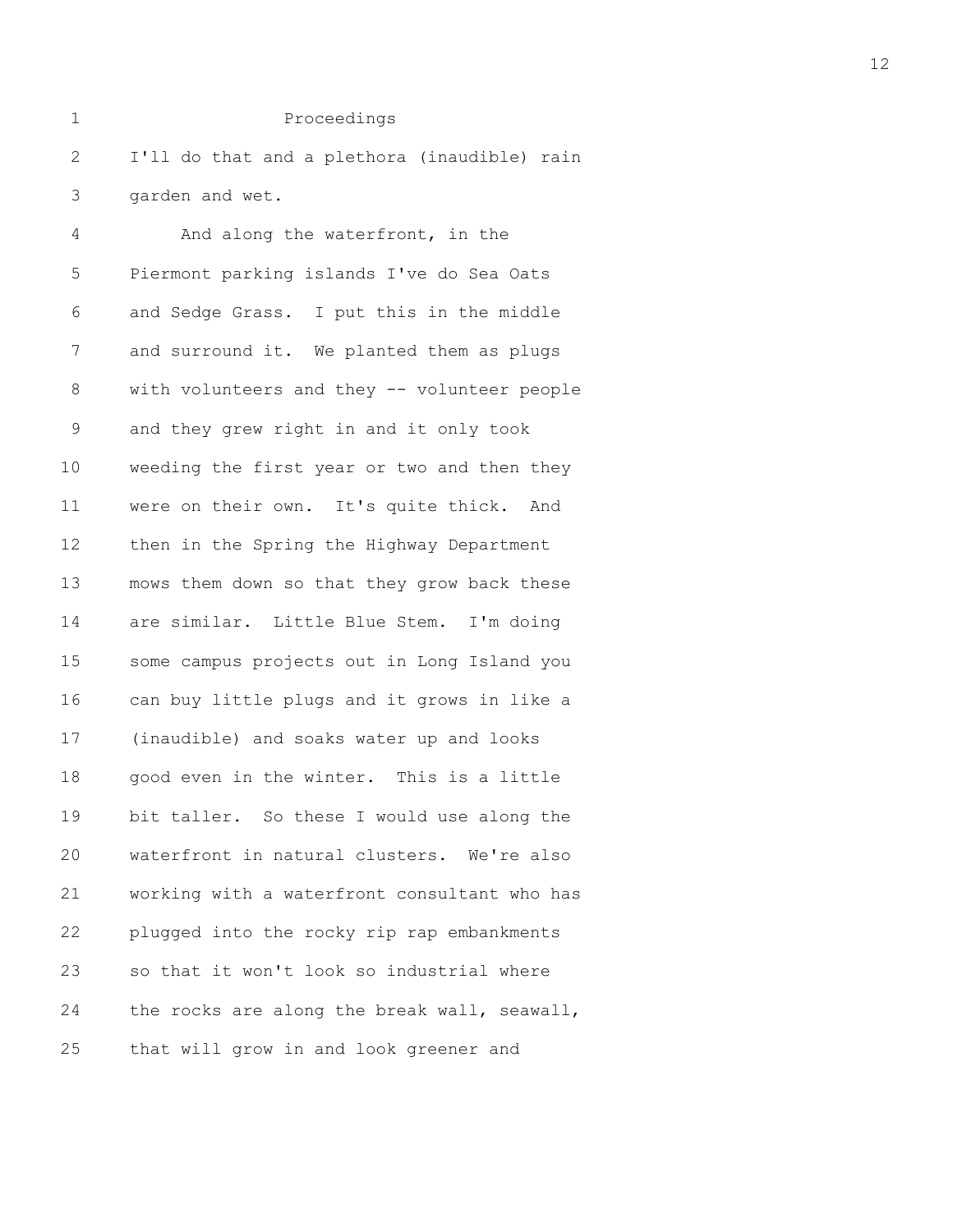Proceedings

I'll do that and a plethora (inaudible) rain garden and wet.

And along the waterfront, in the Piermont parking islands I've do Sea Oats and Sedge Grass. I put this in the middle and surround it. We planted them as plugs with volunteers and they -- volunteer people and they grew right in and it only took weeding the first year or two and then they were on their own. It's quite thick. And then in the Spring the Highway Department mows them down so that they grow back these are similar. Little Blue Stem. I'm doing some campus projects out in Long Island you can buy little plugs and it grows in like a (inaudible) and soaks water up and looks good even in the winter. This is a little bit taller. So these I would use along the waterfront in natural clusters. We're also working with a waterfront consultant who has plugged into the rocky rip rap embankments so that it won't look so industrial where the rocks are along the break wall, seawall, that will grow in and look greener and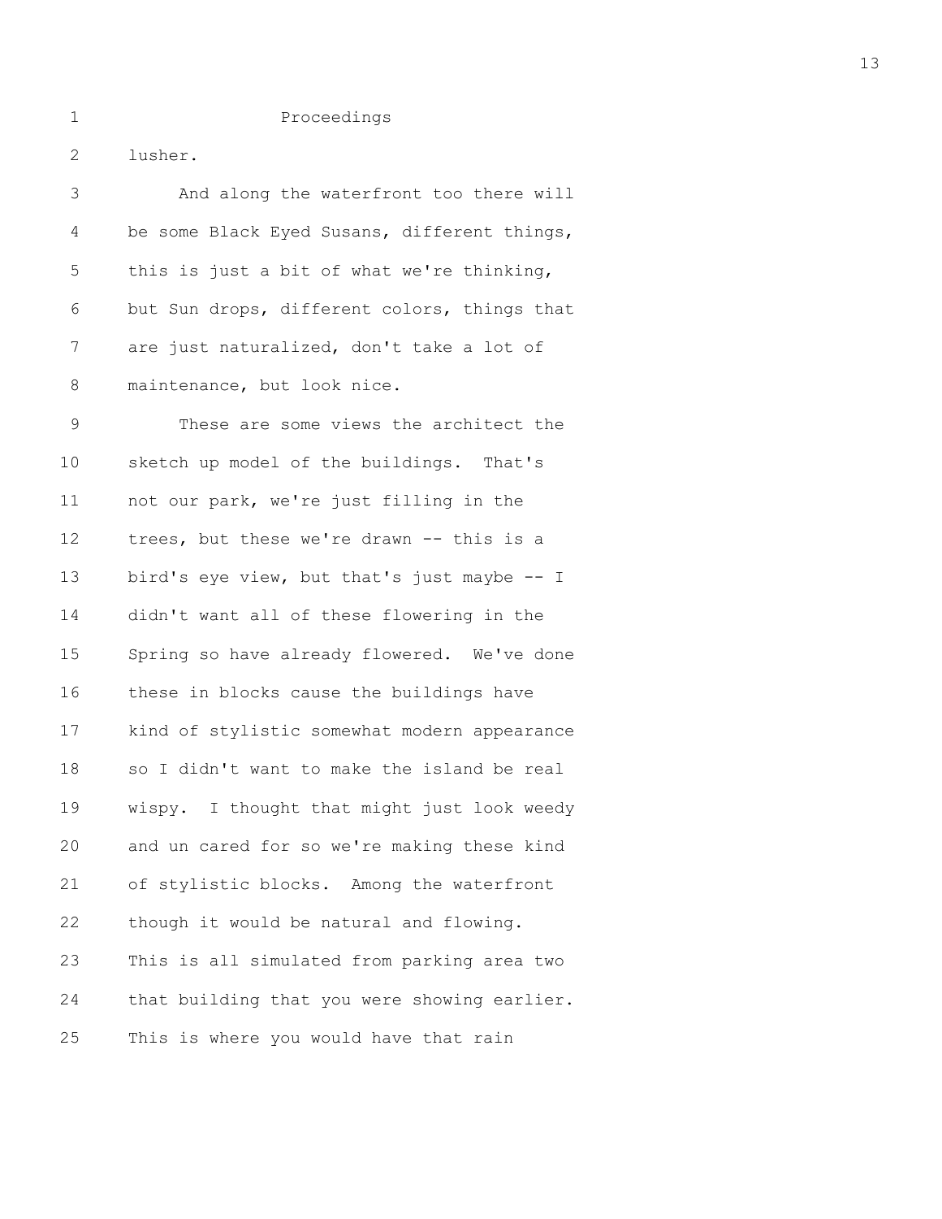Proceedings

lusher.

And along the waterfront too there will be some Black Eyed Susans, different things, this is just a bit of what we're thinking, but Sun drops, different colors, things that are just naturalized, don't take a lot of maintenance, but look nice.

These are some views the architect the sketch up model of the buildings. That's not our park, we're just filling in the trees, but these we're drawn -- this is a bird's eye view, but that's just maybe -- I didn't want all of these flowering in the Spring so have already flowered. We've done these in blocks cause the buildings have kind of stylistic somewhat modern appearance so I didn't want to make the island be real wispy. I thought that might just look weedy and un cared for so we're making these kind of stylistic blocks. Among the waterfront though it would be natural and flowing. This is all simulated from parking area two that building that you were showing earlier. This is where you would have that rain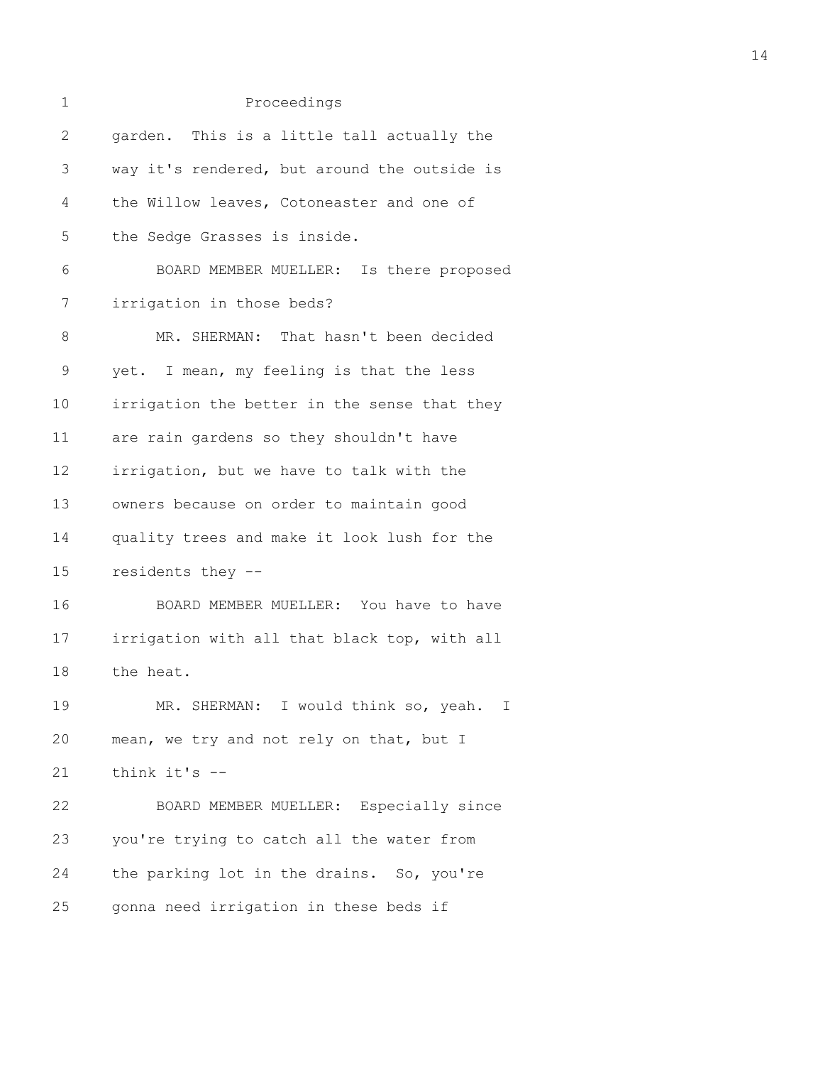Proceedings

garden. This is a little tall actually the way it's rendered, but around the outside is the Willow leaves, Cotoneaster and one of the Sedge Grasses is inside.

BOARD MEMBER MUELLER: Is there proposed irrigation in those beds?

MR. SHERMAN: That hasn't been decided yet. I mean, my feeling is that the less irrigation the better in the sense that they are rain gardens so they shouldn't have irrigation, but we have to talk with the owners because on order to maintain good quality trees and make it look lush for the residents they --

BOARD MEMBER MUELLER: You have to have irrigation with all that black top, with all the heat.

MR. SHERMAN: I would think so, yeah. I mean, we try and not rely on that, but I think it's --

BOARD MEMBER MUELLER: Especially since you're trying to catch all the water from the parking lot in the drains. So, you're gonna need irrigation in these beds if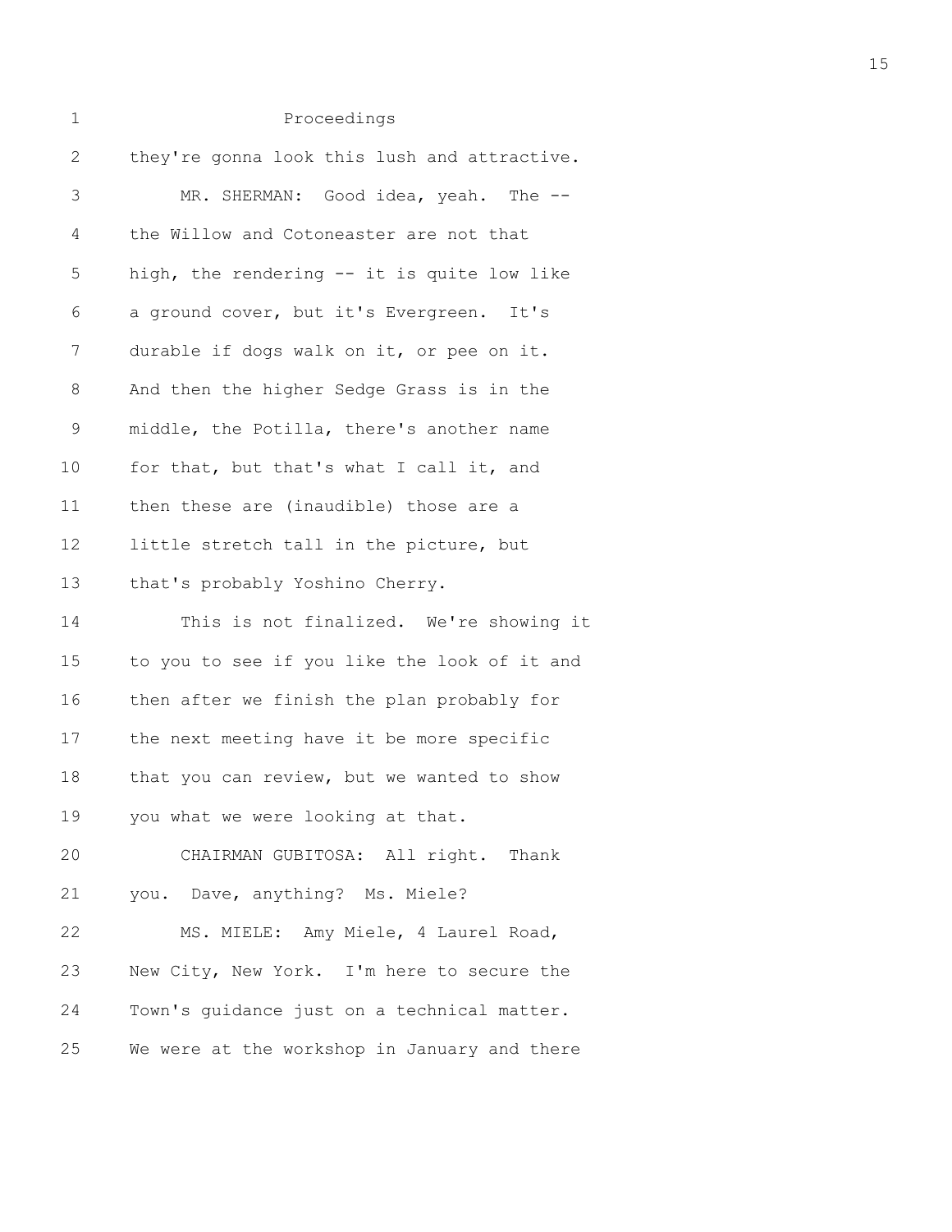Proceedings

they're gonna look this lush and attractive.

MR. SHERMAN: Good idea, yeah. The -- the Willow and Cotoneaster are not that high, the rendering -- it is quite low like a ground cover, but it's Evergreen. It's durable if dogs walk on it, or pee on it. And then the higher Sedge Grass is in the middle, the Potilla, there's another name for that, but that's what I call it, and then these are (inaudible) those are a little stretch tall in the picture, but that's probably Yoshino Cherry.

This is not finalized. We're showing it to you to see if you like the look of it and then after we finish the plan probably for the next meeting have it be more specific that you can review, but we wanted to show you what we were looking at that.

CHAIRMAN GUBITOSA: All right. Thank you. Dave, anything? Ms. Miele?

MS. MIELE: Amy Miele, 4 Laurel Road, New City, New York. I'm here to secure the Town's guidance just on a technical matter. We were at the workshop in January and there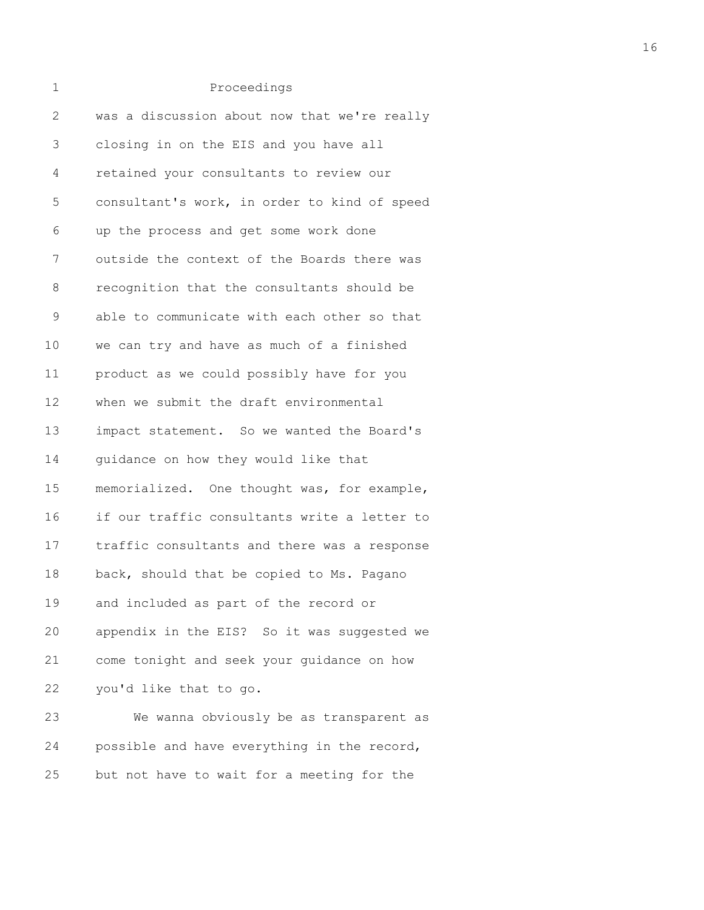Proceedings

was a discussion about now that we're really closing in on the EIS and you have all retained your consultants to review our consultant's work, in order to kind of speed up the process and get some work done outside the context of the Boards there was recognition that the consultants should be able to communicate with each other so that we can try and have as much of a finished product as we could possibly have for you when we submit the draft environmental impact statement. So we wanted the Board's guidance on how they would like that memorialized. One thought was, for example, if our traffic consultants write a letter to traffic consultants and there was a response back, should that be copied to Ms. Pagano and included as part of the record or appendix in the EIS? So it was suggested we come tonight and seek your guidance on how you'd like that to go.

We wanna obviously be as transparent as possible and have everything in the record, but not have to wait for a meeting for the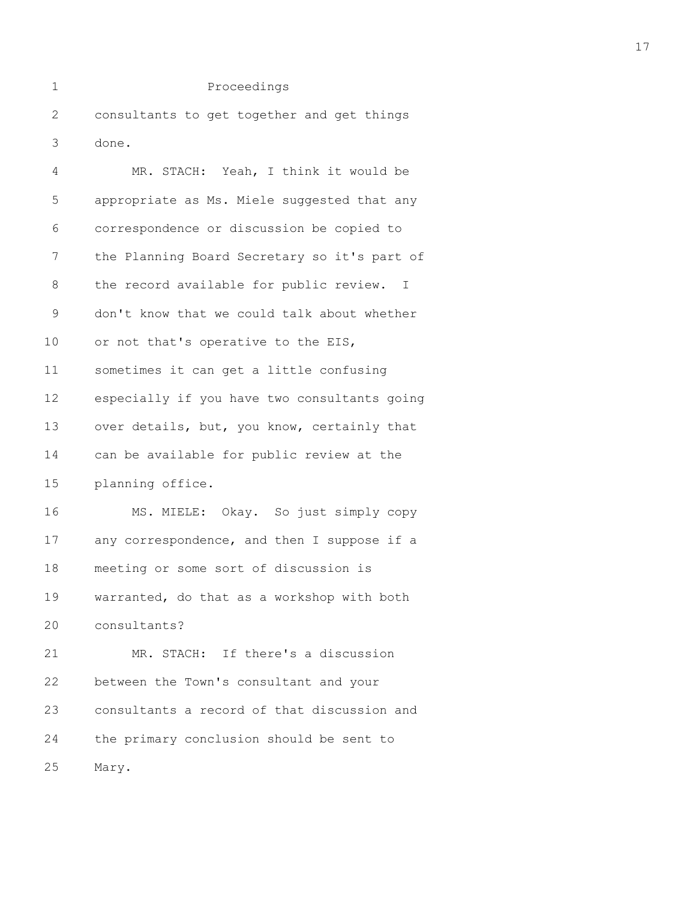consultants to get together and get things done.

MR. STACH: Yeah, I think it would be appropriate as Ms. Miele suggested that any correspondence or discussion be copied to the Planning Board Secretary so it's part of the record available for public review. I don't know that we could talk about whether or not that's operative to the EIS, sometimes it can get a little confusing especially if you have two consultants going over details, but, you know, certainly that can be available for public review at the planning office.

MS. MIELE: Okay. So just simply copy any correspondence, and then I suppose if a meeting or some sort of discussion is warranted, do that as a workshop with both consultants?

MR. STACH: If there's a discussion between the Town's consultant and your consultants a record of that discussion and the primary conclusion should be sent to Mary.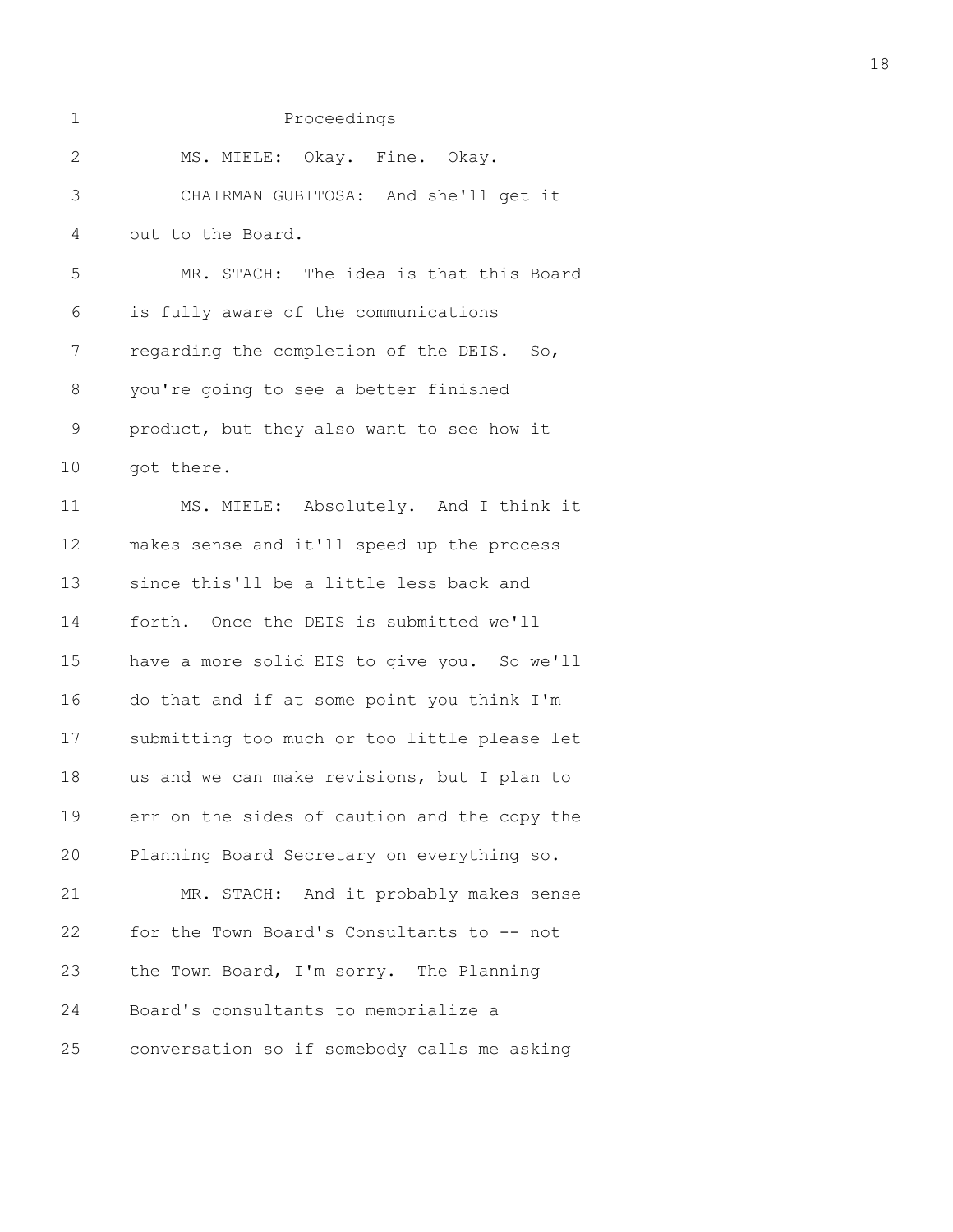Proceedings

MS. MIELE: Okay. Fine. Okay.

CHAIRMAN GUBITOSA: And she'll get it out to the Board.

MR. STACH: The idea is that this Board is fully aware of the communications regarding the completion of the DEIS. So, you're going to see a better finished product, but they also want to see how it got there.

MS. MIELE: Absolutely. And I think it makes sense and it'll speed up the process since this'll be a little less back and forth. Once the DEIS is submitted we'll have a more solid EIS to give you. So we'll do that and if at some point you think I'm submitting too much or too little please let us and we can make revisions, but I plan to err on the sides of caution and the copy the Planning Board Secretary on everything so.

MR. STACH: And it probably makes sense for the Town Board's Consultants to -- not the Town Board, I'm sorry. The Planning Board's consultants to memorialize a conversation so if somebody calls me asking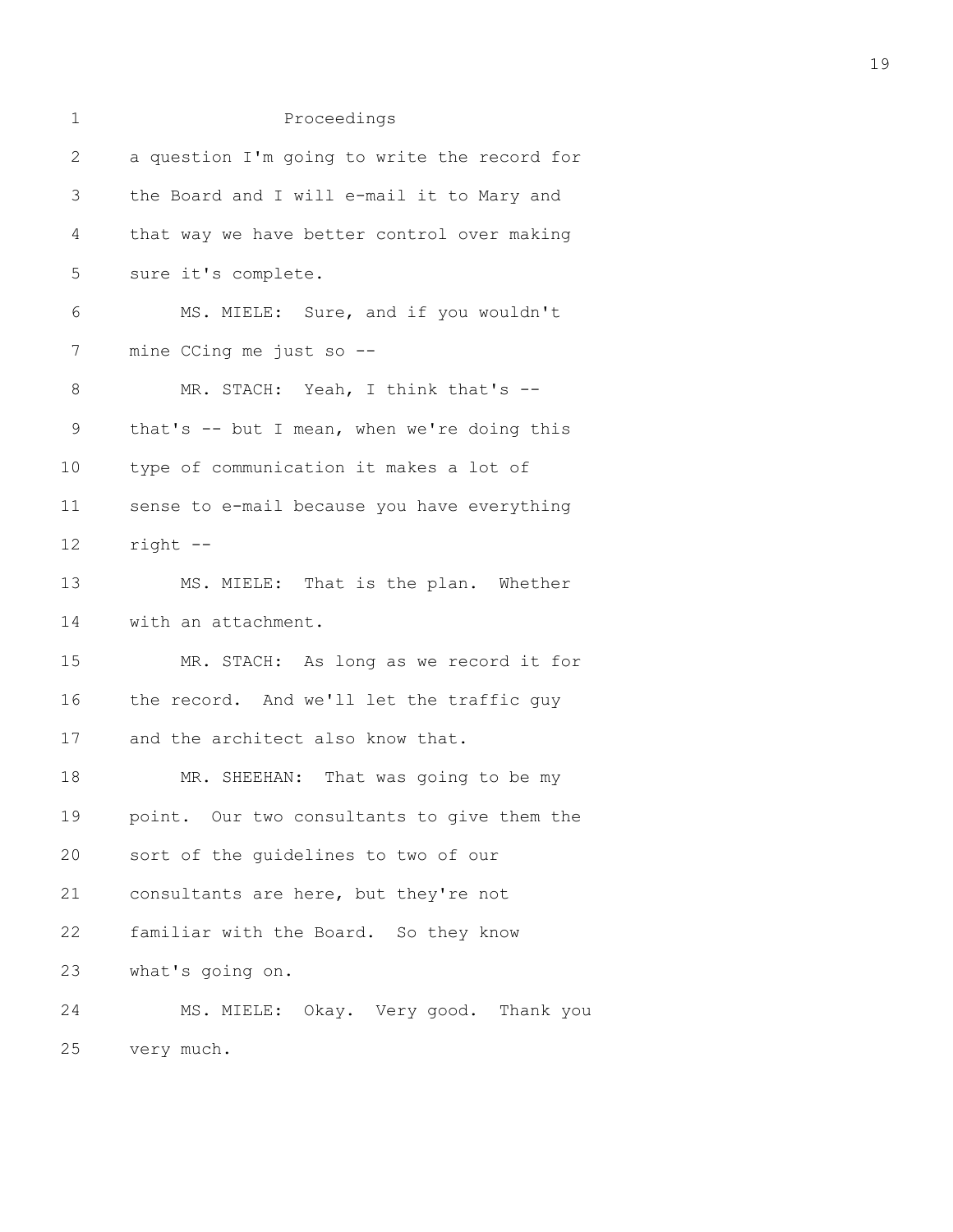Proceedings

a question I'm going to write the record for the Board and I will e-mail it to Mary and that way we have better control over making sure it's complete.

MS. MIELE: Sure, and if you wouldn't mine CCing me just so --

MR. STACH: Yeah, I think that's -- that's -- but I mean, when we're doing this type of communication it makes a lot of sense to e-mail because you have everything right --

MS. MIELE: That is the plan. Whether with an attachment.

MR. STACH: As long as we record it for the record. And we'll let the traffic guy and the architect also know that.

MR. SHEEHAN: That was going to be my point. Our two consultants to give them the sort of the guidelines to two of our consultants are here, but they're not familiar with the Board. So they know what's going on.

MS. MIELE: Okay. Very good. Thank you very much.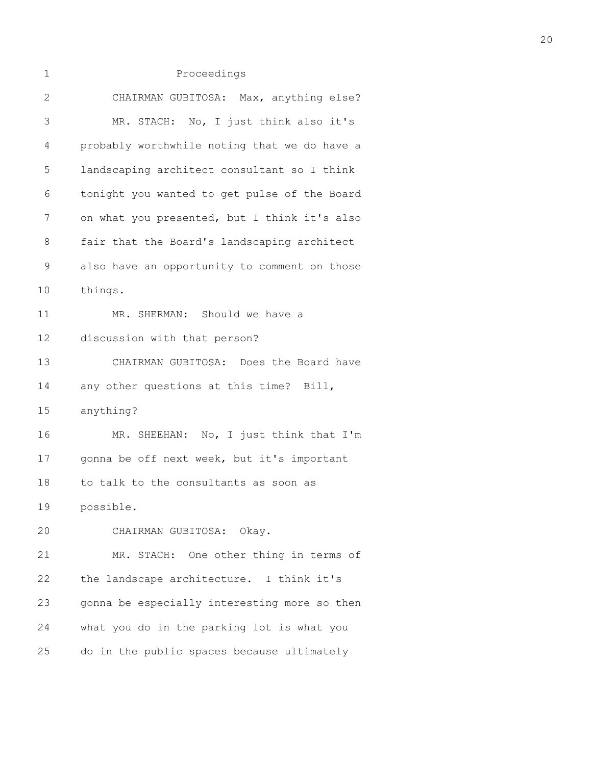Proceedings

CHAIRMAN GUBITOSA: Max, anything else?

MR. STACH: No, I just think also it's probably worthwhile noting that we do have a landscaping architect consultant so I think tonight you wanted to get pulse of the Board on what you presented, but I think it's also fair that the Board's landscaping architect also have an opportunity to comment on those things.

MR. SHERMAN: Should we have a discussion with that person?

CHAIRMAN GUBITOSA: Does the Board have any other questions at this time? Bill, anything?

MR. SHEEHAN: No, I just think that I'm gonna be off next week, but it's important to talk to the consultants as soon as possible.

CHAIRMAN GUBITOSA: Okay.

MR. STACH: One other thing in terms of the landscape architecture. I think it's gonna be especially interesting more so then what you do in the parking lot is what you do in the public spaces because ultimately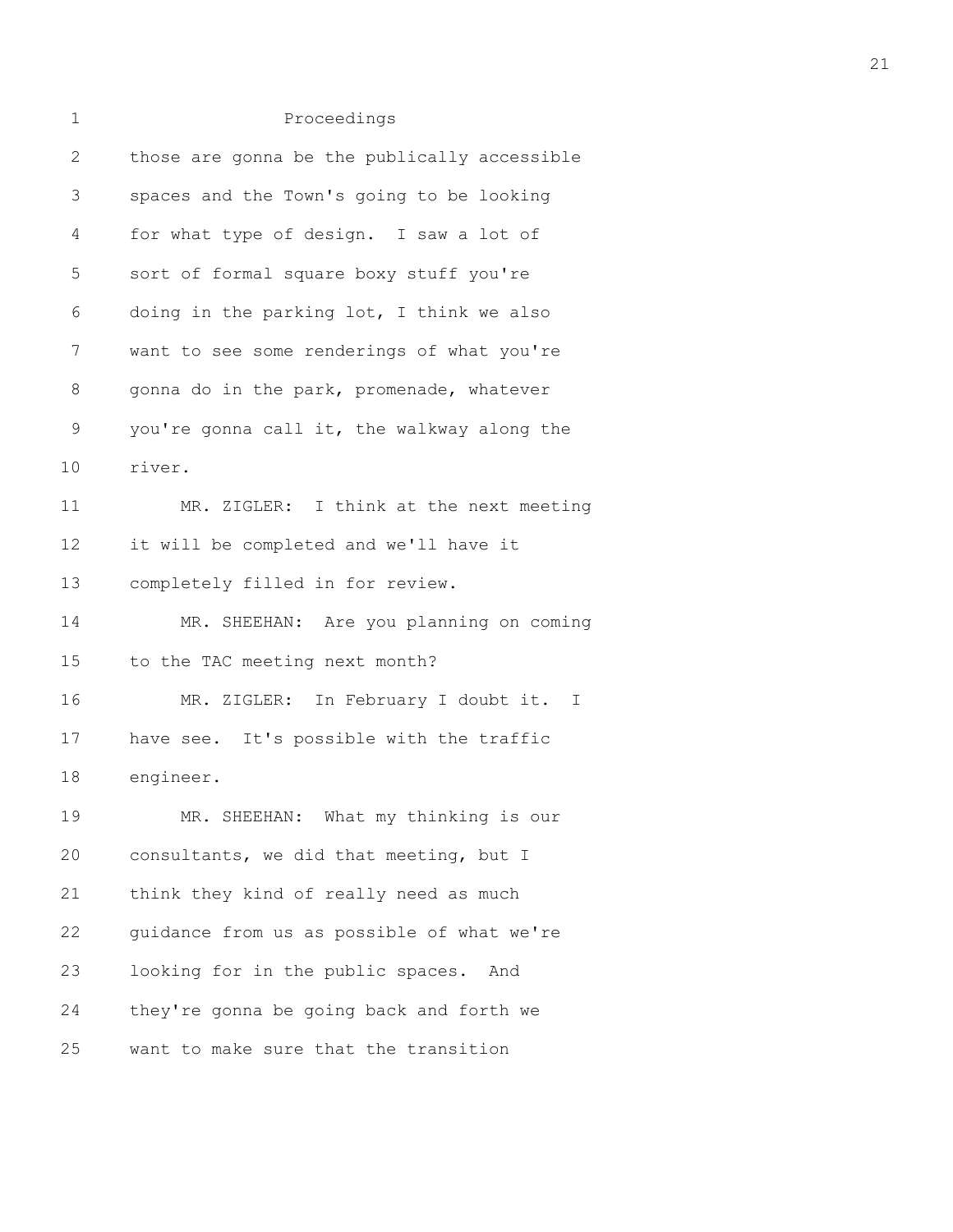Proceedings

those are gonna be the publically accessible spaces and the Town's going to be looking for what type of design. I saw a lot of sort of formal square boxy stuff you're doing in the parking lot, I think we also want to see some renderings of what you're gonna do in the park, promenade, whatever you're gonna call it, the walkway along the river.

MR. ZIGLER: I think at the next meeting it will be completed and we'll have it completely filled in for review.

MR. SHEEHAN: Are you planning on coming to the TAC meeting next month?

MR. ZIGLER: In February I doubt it. I have see. It's possible with the traffic engineer.

MR. SHEEHAN: What my thinking is our consultants, we did that meeting, but I think they kind of really need as much guidance from us as possible of what we're looking for in the public spaces. And they're gonna be going back and forth we want to make sure that the transition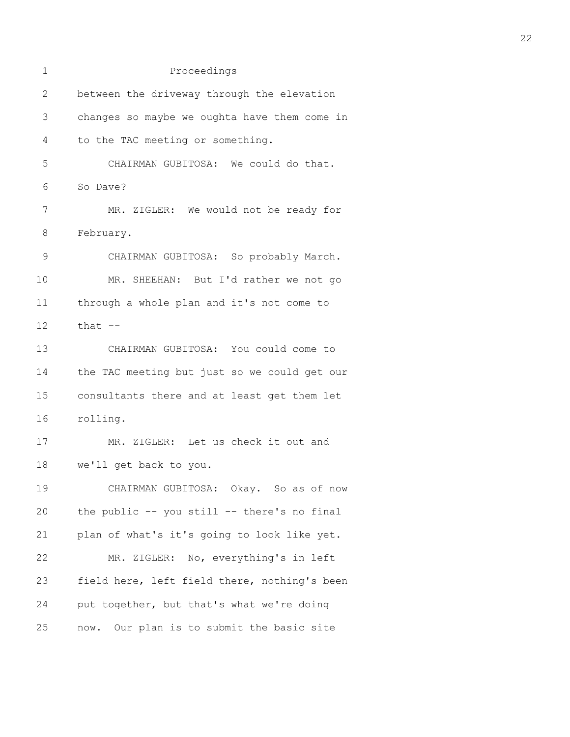Proceedings

between the driveway through the elevation changes so maybe we oughta have them come in to the TAC meeting or something.

CHAIRMAN GUBITOSA: We could do that. So Dave?

MR. ZIGLER: We would not be ready for February.

CHAIRMAN GUBITOSA: So probably March.

MR. SHEEHAN: But I'd rather we not go through a whole plan and it's not come to that --

CHAIRMAN GUBITOSA: You could come to the TAC meeting but just so we could get our consultants there and at least get them let rolling.

MR. ZIGLER: Let us check it out and we'll get back to you.

CHAIRMAN GUBITOSA: Okay. So as of now the public -- you still -- there's no final plan of what's it's going to look like yet.

MR. ZIGLER: No, everything's in left field here, left field there, nothing's been put together, but that's what we're doing now. Our plan is to submit the basic site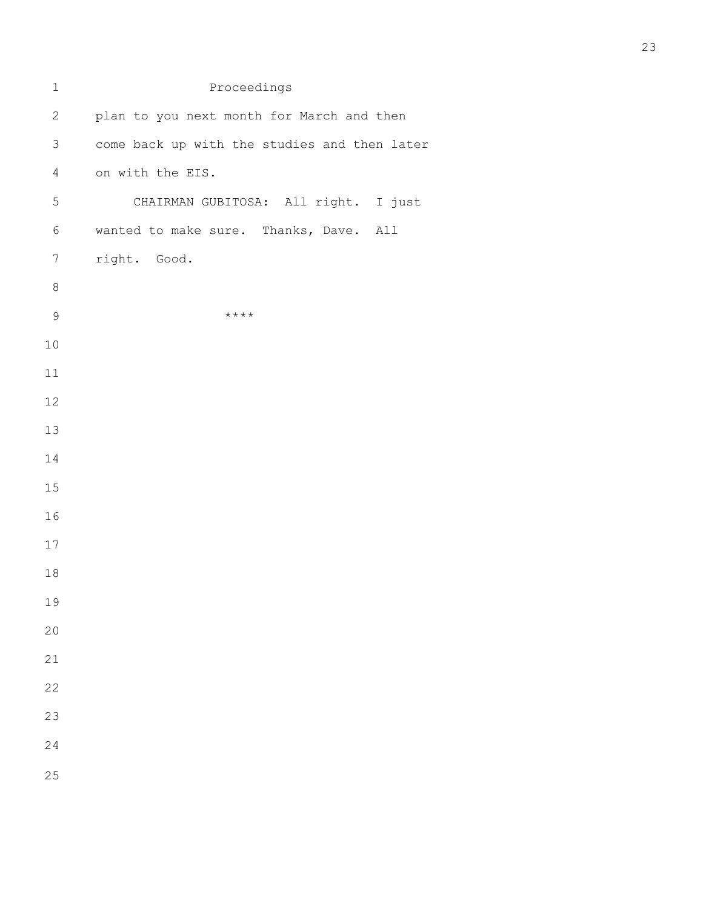plan to you next month for March and then come back up with the studies and then later on with the EIS.

CHAIRMAN GUBITOSA: All right. I just wanted to make sure. Thanks, Dave. All right. Good.

****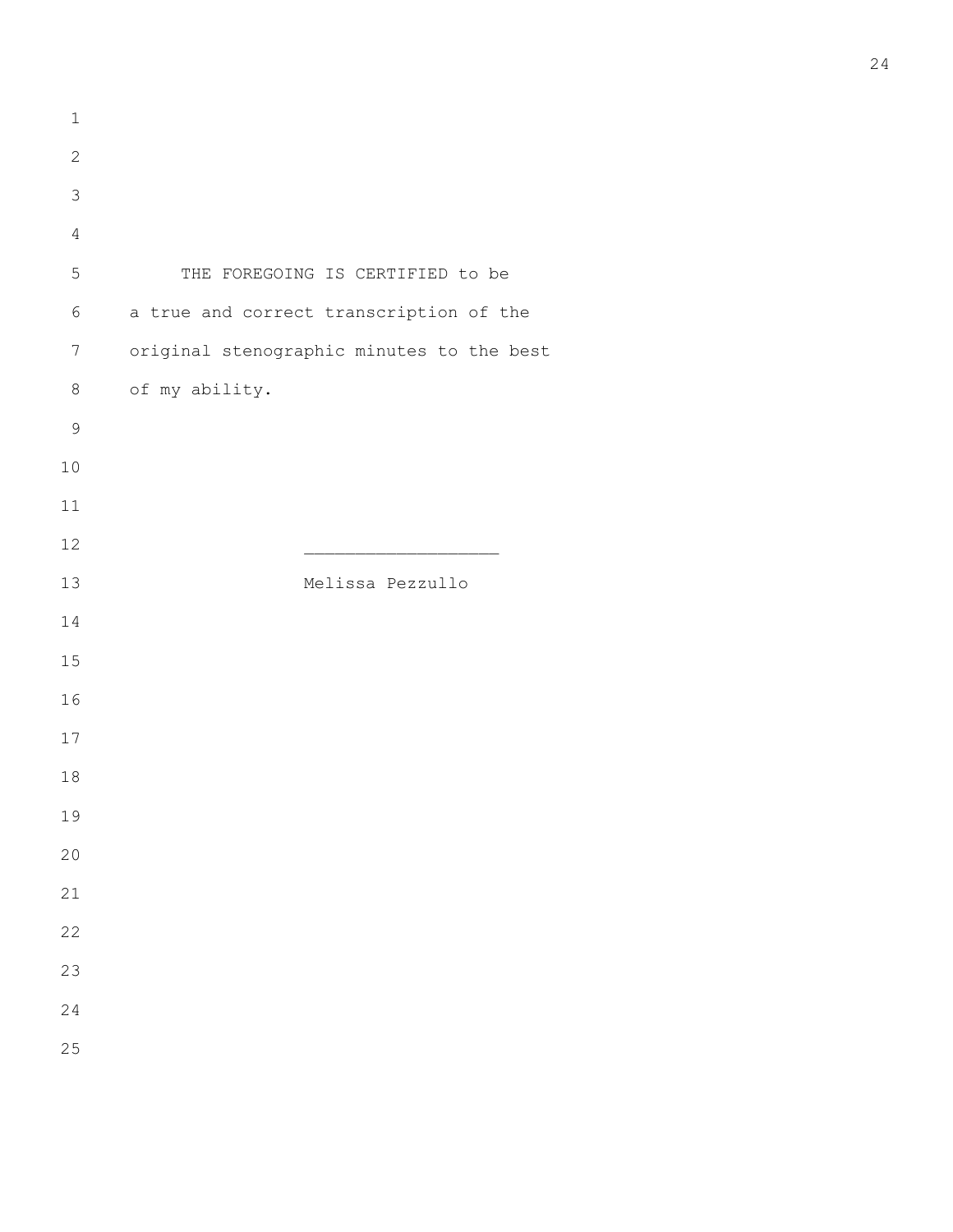THE FOREGOING IS CERTIFIED to be a true and correct transcription of the original stenographic minutes to the best of my ability.

\_\_\_\_\_\_\_\_\_\_\_\_\_\_\_\_\_\_\_

Melissa Pezzullo